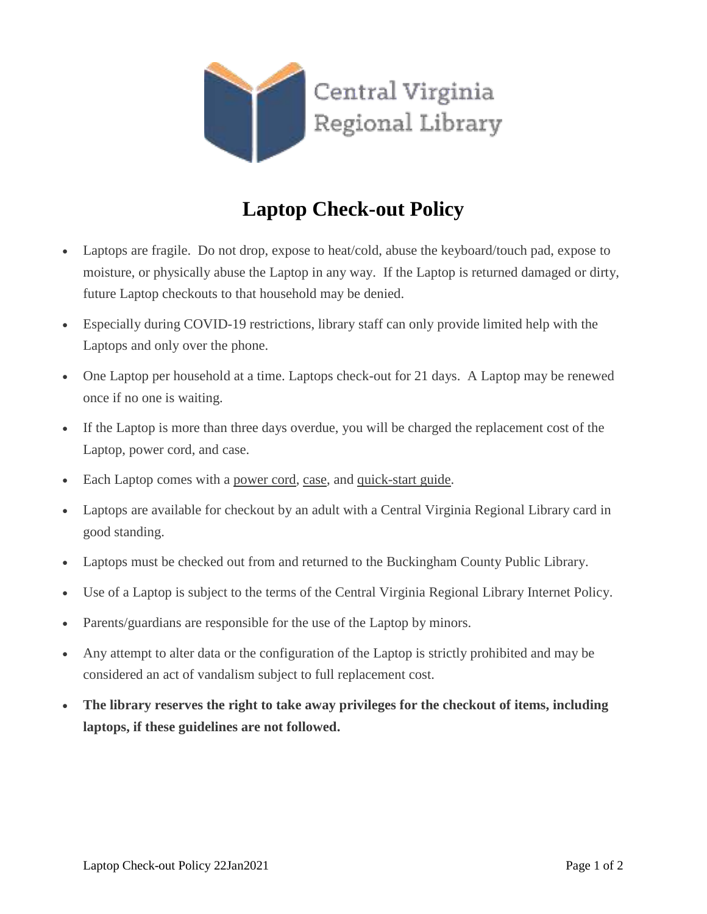Central Virginia Regional Library

# Laptop Check-out Policy

- Laptops are fragile. Do not drop, expose to heat/cold, abuse the keyboard/touch pad, expose to moisture, or physically abuse the Laptop in any way. If the Laptop is returned damaged or dirty, future Laptop checkouts to that household may be denied.
- Especially during COVID-19 restrictions, library staff can only provide limited help with the Laptops and only over the phone.
- One Laptop per household at a time. Laptops check-out for 21 days. A Laptop may be renewed once if no one is waiting.
- If the Laptop is more than three days overdue, you will be charged the replacement cost of the Laptop, power cord, and case.
- Each Laptop comes with a power cord, case, and quick-start guide.
- Laptops are available for checkout by an adult with a Central Virginia Regional Library card in good standing.
- Laptops must be checked out from and returned to the Buckingham County Public Library.
- Use of a Laptop is subject to the terms of the Central Virginia Regional Library Internet Policy.
- Parents/guardians are responsible for the use of the Laptop by minors.
- Any attempt to alter data or the configuration of the Laptop is strictly prohibited and may be considered an act of vandalism subject to full replacement cost.
- **The library reserves the right to take away privileges for the checkout of items, including laptops, if these guidelines are not followed.**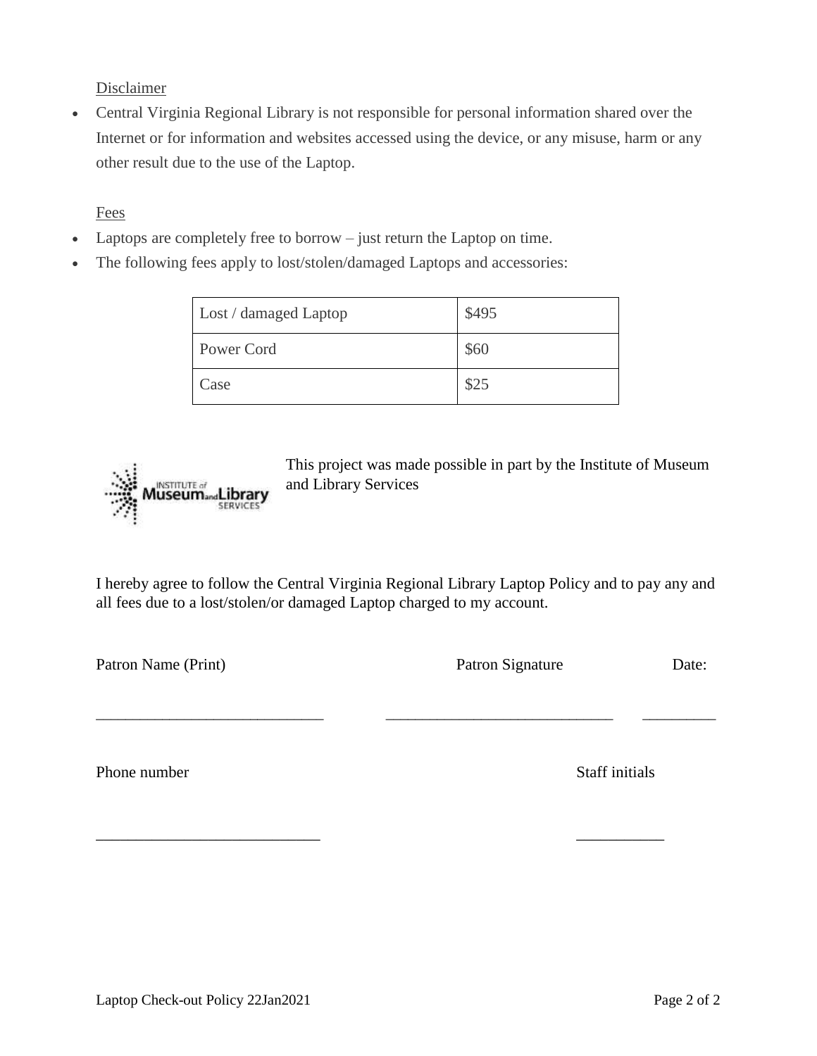Disclaimer

- Central Virginia Regional Library is not responsible for personal information shared over the Internet or for information and websites accessed using the device, or any misuse, harm or any other result due to the use of the Laptop.

Fees

- Laptops are completely free to borrow – just return the Laptop on time.
- The following fees apply to lost/stolen/damaged Laptops and accessories:

| | |
|---|---|
| Lost / damaged Laptop | $495 |
| Power Cord | $60 |
| Case | $25 |

This project was made possible in part by the Institute of Museum and Library Services

I hereby agree to follow the Central Virginia Regional Library Laptop Policy and to pay any and all fees due to a lost/stolen/or damaged Laptop charged to my account.

Patron Name (Print) ____________________________

Patron Signature ____________________________

Date: _________

Phone number ____________________________

Staff initials ___________